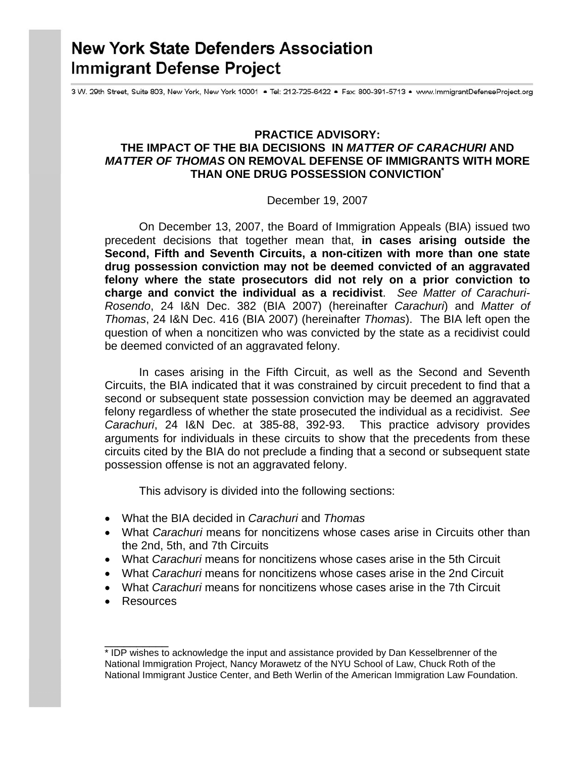# New York State Defenders Association
## Immigrant Defense Project

3 W. 29th Street, Suite 803, New York, New York 10001 • Tel: 212-725-6422 • Fax: 800-391-5713 • www.ImmigrantDefenseProject.org

**PRACTICE ADVISORY: THE IMPACT OF THE BIA DECISIONS IN *MATTER OF CARACHURI* AND *MATTER OF THOMAS* ON REMOVAL DEFENSE OF IMMIGRANTS WITH MORE THAN ONE DRUG POSSESSION CONVICTION[*]**

December 19, 2007

On December 13, 2007, the Board of Immigration Appeals (BIA) issued two precedent decisions that together mean that, **in cases arising outside the Second, Fifth and Seventh Circuits, a non-citizen with more than one state drug possession conviction may not be deemed convicted of an aggravated felony where the state prosecutors did not rely on a prior conviction to charge and convict the individual as a recidivist**. *See Matter of Carachuri-Rosendo*, 24 I&N Dec. 382 (BIA 2007) (hereinafter *Carachuri*) and *Matter of Thomas*, 24 I&N Dec. 416 (BIA 2007) (hereinafter *Thomas*). The BIA left open the question of when a noncitizen who was convicted by the state as a recidivist could be deemed convicted of an aggravated felony.

In cases arising in the Fifth Circuit, as well as the Second and Seventh Circuits, the BIA indicated that it was constrained by circuit precedent to find that a second or subsequent state possession conviction may be deemed an aggravated felony regardless of whether the state prosecuted the individual as a recidivist. *See Carachuri*, 24 I&N Dec. at 385-88, 392-93. This practice advisory provides arguments for individuals in these circuits to show that the precedents from these circuits cited by the BIA do not preclude a finding that a second or subsequent state possession offense is not an aggravated felony.

This advisory is divided into the following sections:

- What the BIA decided in *Carachuri* and *Thomas*
- What *Carachuri* means for noncitizens whose cases arise in Circuits other than the 2nd, 5th, and 7th Circuits
- What *Carachuri* means for noncitizens whose cases arise in the 5th Circuit
- What *Carachuri* means for noncitizens whose cases arise in the 2nd Circuit
- What *Carachuri* means for noncitizens whose cases arise in the 7th Circuit
- Resources

---

[*] IDP wishes to acknowledge the input and assistance provided by Dan Kesselbrenner of the National Immigration Project, Nancy Morawetz of the NYU School of Law, Chuck Roth of the National Immigrant Justice Center, and Beth Werlin of the American Immigration Law Foundation.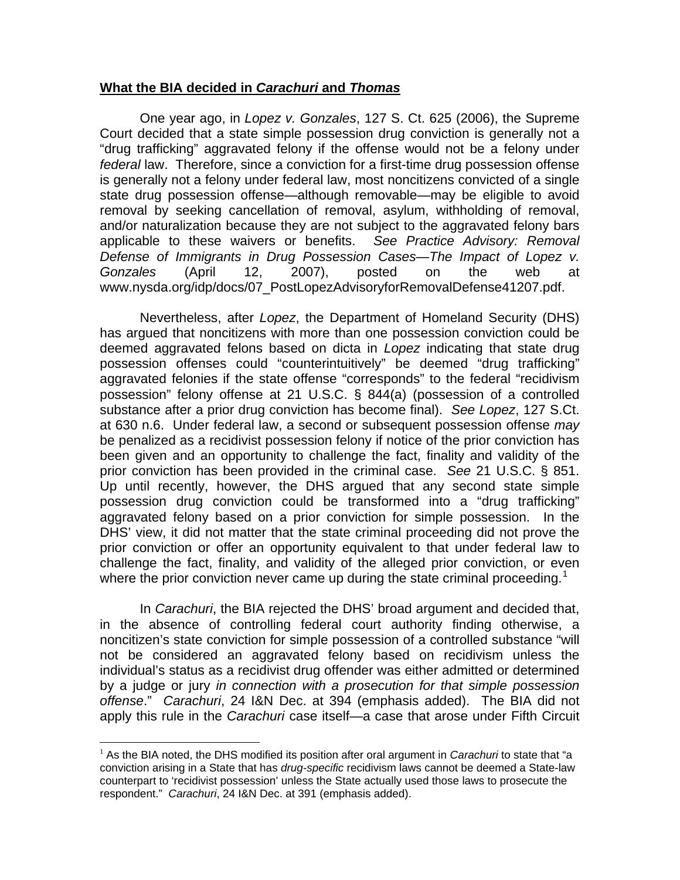**What the BIA decided in *Carachuri* and *Thomas***

One year ago, in *Lopez v. Gonzales*, 127 S. Ct. 625 (2006), the Supreme Court decided that a state simple possession drug conviction is generally not a "drug trafficking" aggravated felony if the offense would not be a felony under *federal* law. Therefore, since a conviction for a first-time drug possession offense is generally not a felony under federal law, most noncitizens convicted of a single state drug possession offense—although removable—may be eligible to avoid removal by seeking cancellation of removal, asylum, withholding of removal, and/or naturalization because they are not subject to the aggravated felony bars applicable to these waivers or benefits. *See Practice Advisory: Removal Defense of Immigrants in Drug Possession Cases—The Impact of Lopez v. Gonzales* (April 12, 2007), posted on the web at www.nysda.org/idp/docs/07_PostLopezAdvisoryforRemovalDefense41207.pdf.

Nevertheless, after *Lopez*, the Department of Homeland Security (DHS) has argued that noncitizens with more than one possession conviction could be deemed aggravated felons based on dicta in *Lopez* indicating that state drug possession offenses could "counterintuitively" be deemed "drug trafficking" aggravated felonies if the state offense "corresponds" to the federal "recidivism possession" felony offense at 21 U.S.C. § 844(a) (possession of a controlled substance after a prior drug conviction has become final). *See Lopez*, 127 S.Ct. at 630 n.6. Under federal law, a second or subsequent possession offense *may* be penalized as a recidivist possession felony if notice of the prior conviction has been given and an opportunity to challenge the fact, finality and validity of the prior conviction has been provided in the criminal case. *See* 21 U.S.C. § 851. Up until recently, however, the DHS argued that any second state simple possession drug conviction could be transformed into a "drug trafficking" aggravated felony based on a prior conviction for simple possession. In the DHS' view, it did not matter that the state criminal proceeding did not prove the prior conviction or offer an opportunity equivalent to that under federal law to challenge the fact, finality, and validity of the alleged prior conviction, or even where the prior conviction never came up during the state criminal proceeding.[1]

In *Carachuri*, the BIA rejected the DHS' broad argument and decided that, in the absence of controlling federal court authority finding otherwise, a noncitizen's state conviction for simple possession of a controlled substance "will not be considered an aggravated felony based on recidivism unless the individual's status as a recidivist drug offender was either admitted or determined by a judge or jury *in connection with a prosecution for that simple possession offense*." *Carachuri*, 24 I&N Dec. at 394 (emphasis added). The BIA did not apply this rule in the *Carachuri* case itself—a case that arose under Fifth Circuit

[1] As the BIA noted, the DHS modified its position after oral argument in *Carachuri* to state that "a conviction arising in a State that has *drug-specific* recidivism laws cannot be deemed a State-law counterpart to 'recidivist possession' unless the State actually used those laws to prosecute the respondent." *Carachuri*, 24 I&N Dec. at 391 (emphasis added).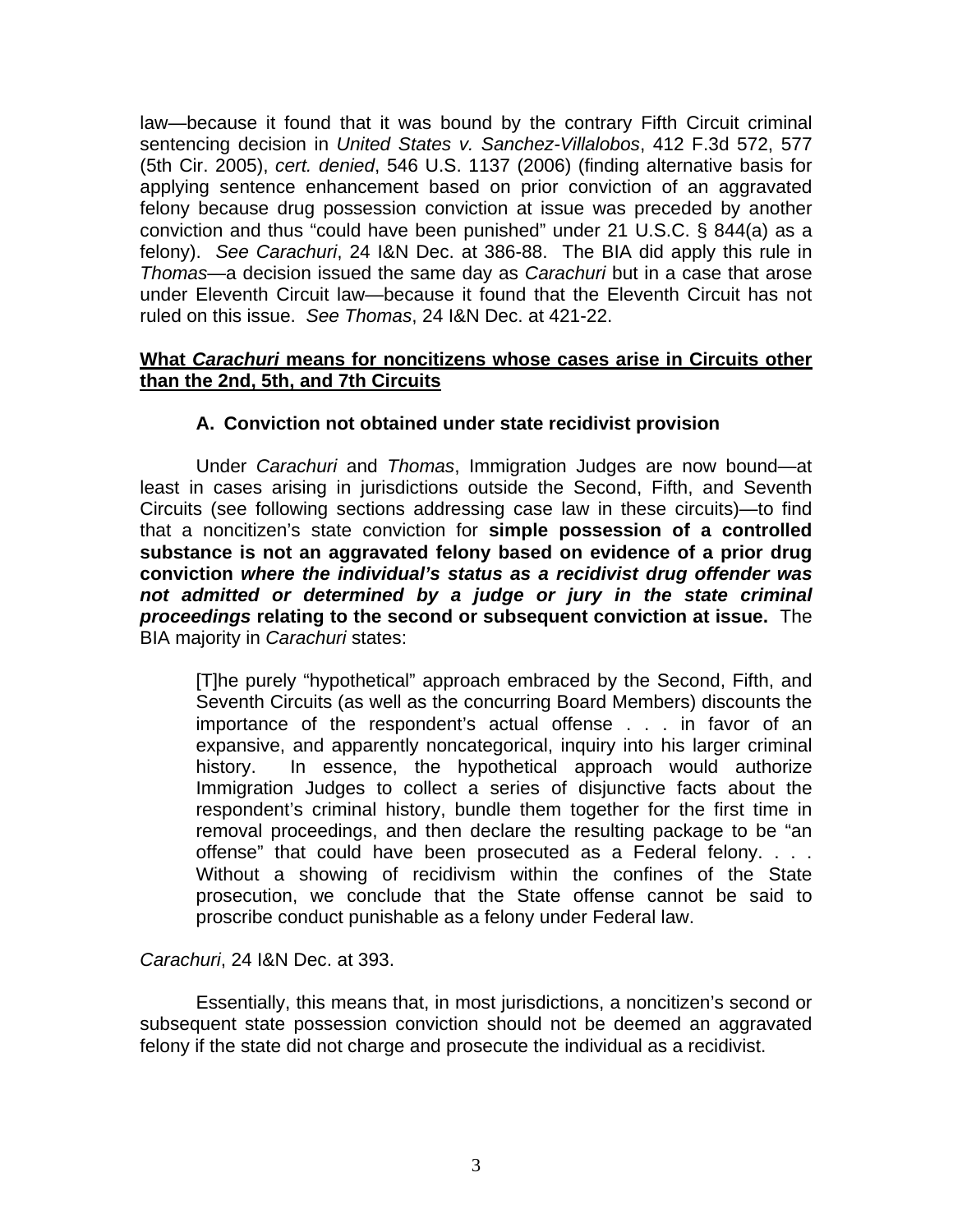law—because it found that it was bound by the contrary Fifth Circuit criminal sentencing decision in *United States v. Sanchez-Villalobos*, 412 F.3d 572, 577 (5th Cir. 2005), *cert. denied*, 546 U.S. 1137 (2006) (finding alternative basis for applying sentence enhancement based on prior conviction of an aggravated felony because drug possession conviction at issue was preceded by another conviction and thus "could have been punished" under 21 U.S.C. § 844(a) as a felony). *See Carachuri*, 24 I&N Dec. at 386-88. The BIA did apply this rule in *Thomas*—a decision issued the same day as *Carachuri* but in a case that arose under Eleventh Circuit law—because it found that the Eleventh Circuit has not ruled on this issue. *See Thomas*, 24 I&N Dec. at 421-22.

**<u>What *Carachuri* means for noncitizens whose cases arise in Circuits other than the 2nd, 5th, and 7th Circuits</u>**

### A. Conviction not obtained under state recidivist provision

Under *Carachuri* and *Thomas*, Immigration Judges are now bound—at least in cases arising in jurisdictions outside the Second, Fifth, and Seventh Circuits (see following sections addressing case law in these circuits)—to find that a noncitizen's state conviction for **simple possession of a controlled substance is not an aggravated felony based on evidence of a prior drug conviction *where the individual's status as a recidivist drug offender was not admitted or determined by a judge or jury in the state criminal proceedings* relating to the second or subsequent conviction at issue.** The BIA majority in *Carachuri* states:

> [T]he purely "hypothetical" approach embraced by the Second, Fifth, and Seventh Circuits (as well as the concurring Board Members) discounts the importance of the respondent's actual offense . . . in favor of an expansive, and apparently noncategorical, inquiry into his larger criminal history. In essence, the hypothetical approach would authorize Immigration Judges to collect a series of disjunctive facts about the respondent's criminal history, bundle them together for the first time in removal proceedings, and then declare the resulting package to be "an offense" that could have been prosecuted as a Federal felony. . . . Without a showing of recidivism within the confines of the State prosecution, we conclude that the State offense cannot be said to proscribe conduct punishable as a felony under Federal law.

*Carachuri*, 24 I&N Dec. at 393.

Essentially, this means that, in most jurisdictions, a noncitizen's second or subsequent state possession conviction should not be deemed an aggravated felony if the state did not charge and prosecute the individual as a recidivist.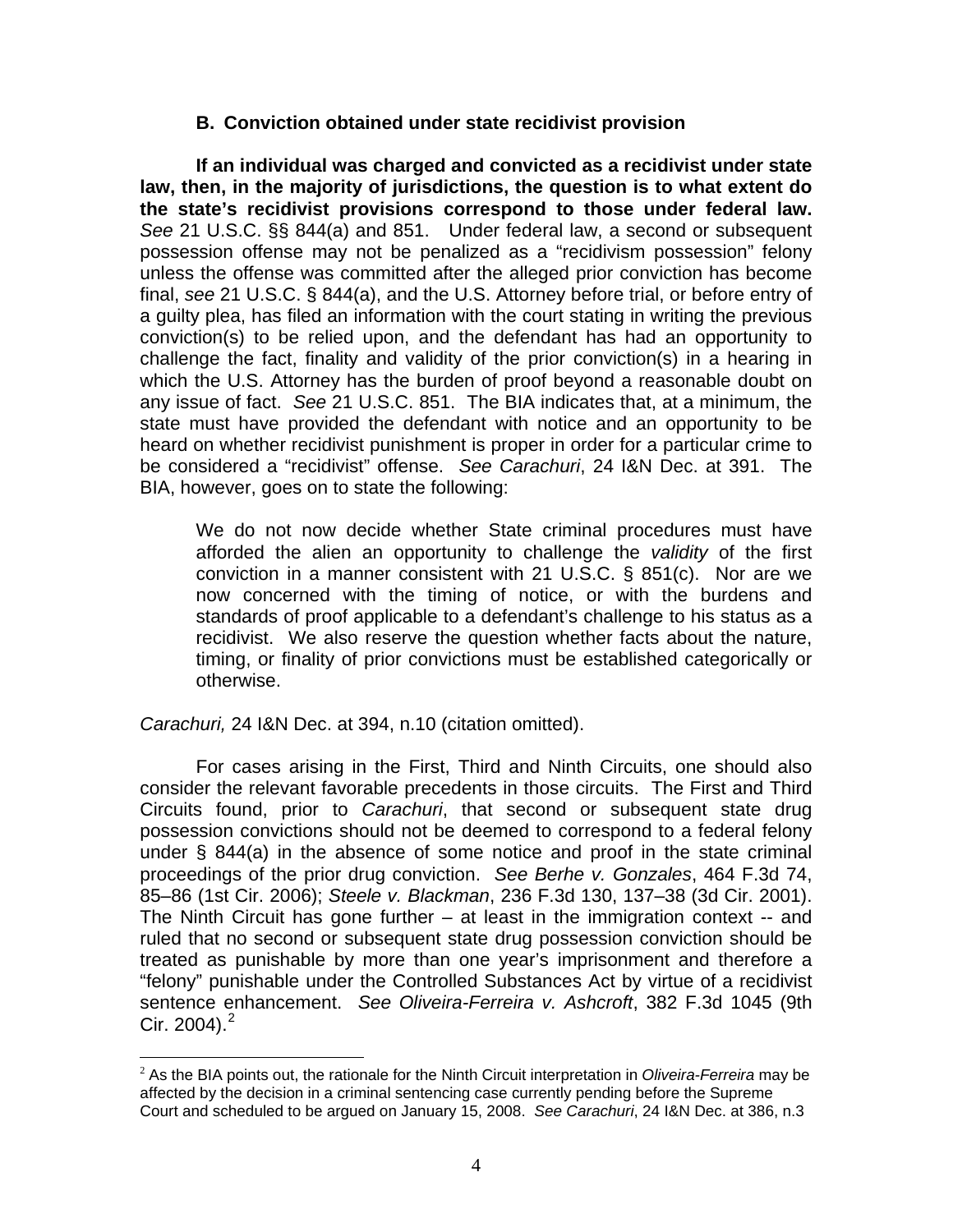### B. Conviction obtained under state recidivist provision

**If an individual was charged and convicted as a recidivist under state law, then, in the majority of jurisdictions, the question is to what extent do the state's recidivist provisions correspond to those under federal law.** *See* 21 U.S.C. §§ 844(a) and 851. Under federal law, a second or subsequent possession offense may not be penalized as a "recidivism possession" felony unless the offense was committed after the alleged prior conviction has become final, *see* 21 U.S.C. § 844(a), and the U.S. Attorney before trial, or before entry of a guilty plea, has filed an information with the court stating in writing the previous conviction(s) to be relied upon, and the defendant has had an opportunity to challenge the fact, finality and validity of the prior conviction(s) in a hearing in which the U.S. Attorney has the burden of proof beyond a reasonable doubt on any issue of fact. *See* 21 U.S.C. 851. The BIA indicates that, at a minimum, the state must have provided the defendant with notice and an opportunity to be heard on whether recidivist punishment is proper in order for a particular crime to be considered a "recidivist" offense. *See Carachuri*, 24 I&N Dec. at 391. The BIA, however, goes on to state the following:

> We do not now decide whether State criminal procedures must have afforded the alien an opportunity to challenge the *validity* of the first conviction in a manner consistent with 21 U.S.C. § 851(c). Nor are we now concerned with the timing of notice, or with the burdens and standards of proof applicable to a defendant's challenge to his status as a recidivist. We also reserve the question whether facts about the nature, timing, or finality of prior convictions must be established categorically or otherwise.

*Carachuri,* 24 I&N Dec. at 394, n.10 (citation omitted).

For cases arising in the First, Third and Ninth Circuits, one should also consider the relevant favorable precedents in those circuits. The First and Third Circuits found, prior to *Carachuri*, that second or subsequent state drug possession convictions should not be deemed to correspond to a federal felony under § 844(a) in the absence of some notice and proof in the state criminal proceedings of the prior drug conviction. *See Berhe v. Gonzales*, 464 F.3d 74, 85–86 (1st Cir. 2006); *Steele v. Blackman*, 236 F.3d 130, 137–38 (3d Cir. 2001). The Ninth Circuit has gone further – at least in the immigration context -- and ruled that no second or subsequent state drug possession conviction should be treated as punishable by more than one year's imprisonment and therefore a "felony" punishable under the Controlled Substances Act by virtue of a recidivist sentence enhancement. *See Oliveira-Ferreira v. Ashcroft*, 382 F.3d 1045 (9th Cir. 2004).[2]

[2] As the BIA points out, the rationale for the Ninth Circuit interpretation in *Oliveira-Ferreira* may be affected by the decision in a criminal sentencing case currently pending before the Supreme Court and scheduled to be argued on January 15, 2008. *See Carachuri*, 24 I&N Dec. at 386, n.3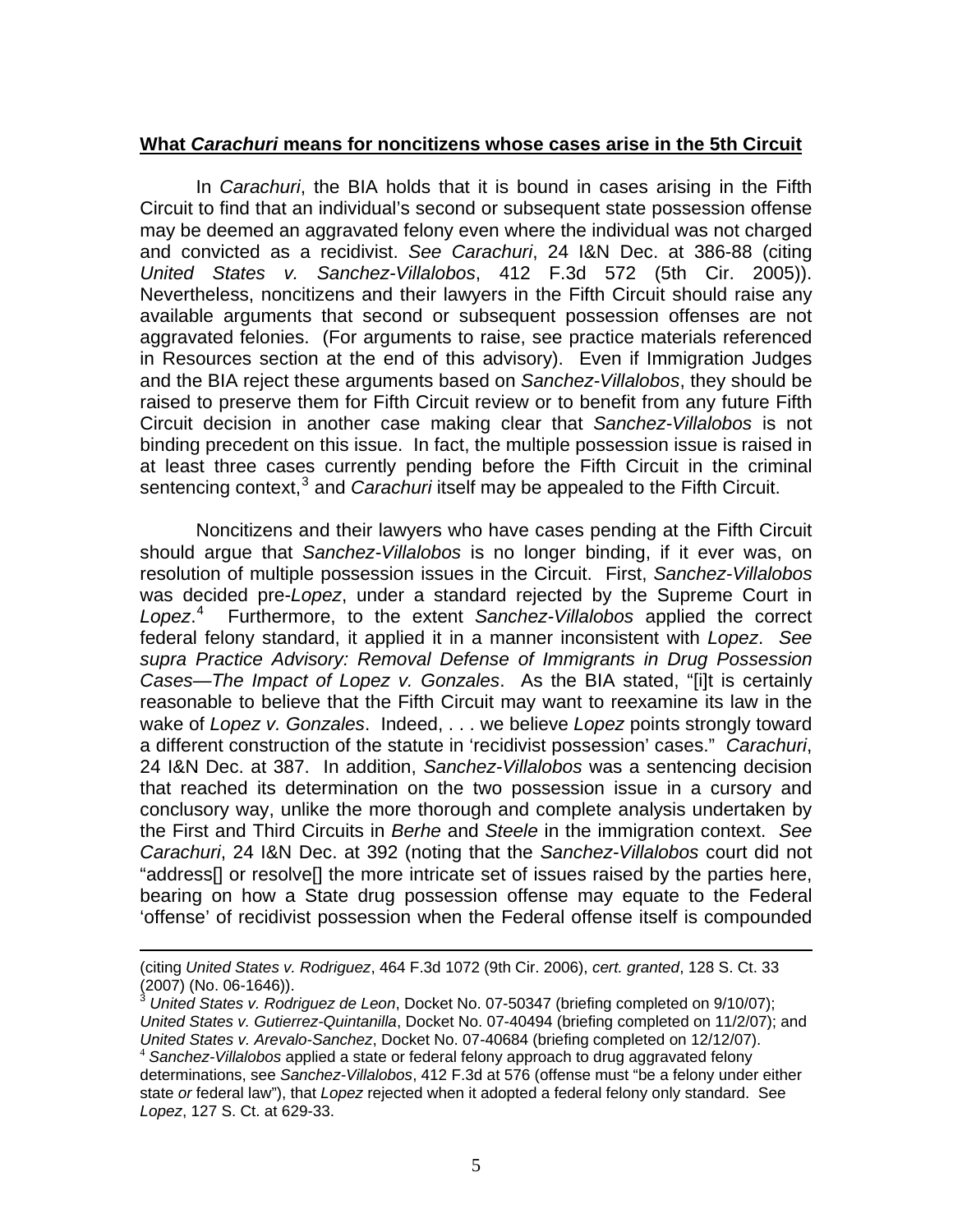**What *Carachuri* means for noncitizens whose cases arise in the 5th Circuit**

In *Carachuri*, the BIA holds that it is bound in cases arising in the Fifth Circuit to find that an individual's second or subsequent state possession offense may be deemed an aggravated felony even where the individual was not charged and convicted as a recidivist. *See Carachuri*, 24 I&N Dec. at 386-88 (citing *United States v. Sanchez-Villalobos*, 412 F.3d 572 (5th Cir. 2005)). Nevertheless, noncitizens and their lawyers in the Fifth Circuit should raise any available arguments that second or subsequent possession offenses are not aggravated felonies. (For arguments to raise, see practice materials referenced in Resources section at the end of this advisory). Even if Immigration Judges and the BIA reject these arguments based on *Sanchez-Villalobos*, they should be raised to preserve them for Fifth Circuit review or to benefit from any future Fifth Circuit decision in another case making clear that *Sanchez-Villalobos* is not binding precedent on this issue. In fact, the multiple possession issue is raised in at least three cases currently pending before the Fifth Circuit in the criminal sentencing context,[3] and *Carachuri* itself may be appealed to the Fifth Circuit.

Noncitizens and their lawyers who have cases pending at the Fifth Circuit should argue that *Sanchez-Villalobos* is no longer binding, if it ever was, on resolution of multiple possession issues in the Circuit. First, *Sanchez-Villalobos* was decided pre-*Lopez*, under a standard rejected by the Supreme Court in *Lopez*.[4] Furthermore, to the extent *Sanchez-Villalobos* applied the correct federal felony standard, it applied it in a manner inconsistent with *Lopez*. *See supra Practice Advisory: Removal Defense of Immigrants in Drug Possession Cases—The Impact of Lopez v. Gonzales*. As the BIA stated, "[i]t is certainly reasonable to believe that the Fifth Circuit may want to reexamine its law in the wake of *Lopez v. Gonzales*. Indeed, . . . we believe *Lopez* points strongly toward a different construction of the statute in 'recidivist possession' cases." *Carachuri*, 24 I&N Dec. at 387. In addition, *Sanchez-Villalobos* was a sentencing decision that reached its determination on the two possession issue in a cursory and conclusory way, unlike the more thorough and complete analysis undertaken by the First and Third Circuits in *Berhe* and *Steele* in the immigration context. *See Carachuri*, 24 I&N Dec. at 392 (noting that the *Sanchez-Villalobos* court did not "address[] or resolve[] the more intricate set of issues raised by the parties here, bearing on how a State drug possession offense may equate to the Federal 'offense' of recidivist possession when the Federal offense itself is compounded

---

(citing *United States v. Rodriguez*, 464 F.3d 1072 (9th Cir. 2006), *cert. granted*, 128 S. Ct. 33 (2007) (No. 06-1646)).

[3] *United States v. Rodriguez de Leon*, Docket No. 07-50347 (briefing completed on 9/10/07); *United States v. Gutierrez-Quintanilla*, Docket No. 07-40494 (briefing completed on 11/2/07); and *United States v. Arevalo-Sanchez*, Docket No. 07-40684 (briefing completed on 12/12/07).

[4] *Sanchez-Villalobos* applied a state or federal felony approach to drug aggravated felony determinations, see *Sanchez-Villalobos*, 412 F.3d at 576 (offense must "be a felony under either state *or* federal law"), that *Lopez* rejected when it adopted a federal felony only standard. See *Lopez*, 127 S. Ct. at 629-33.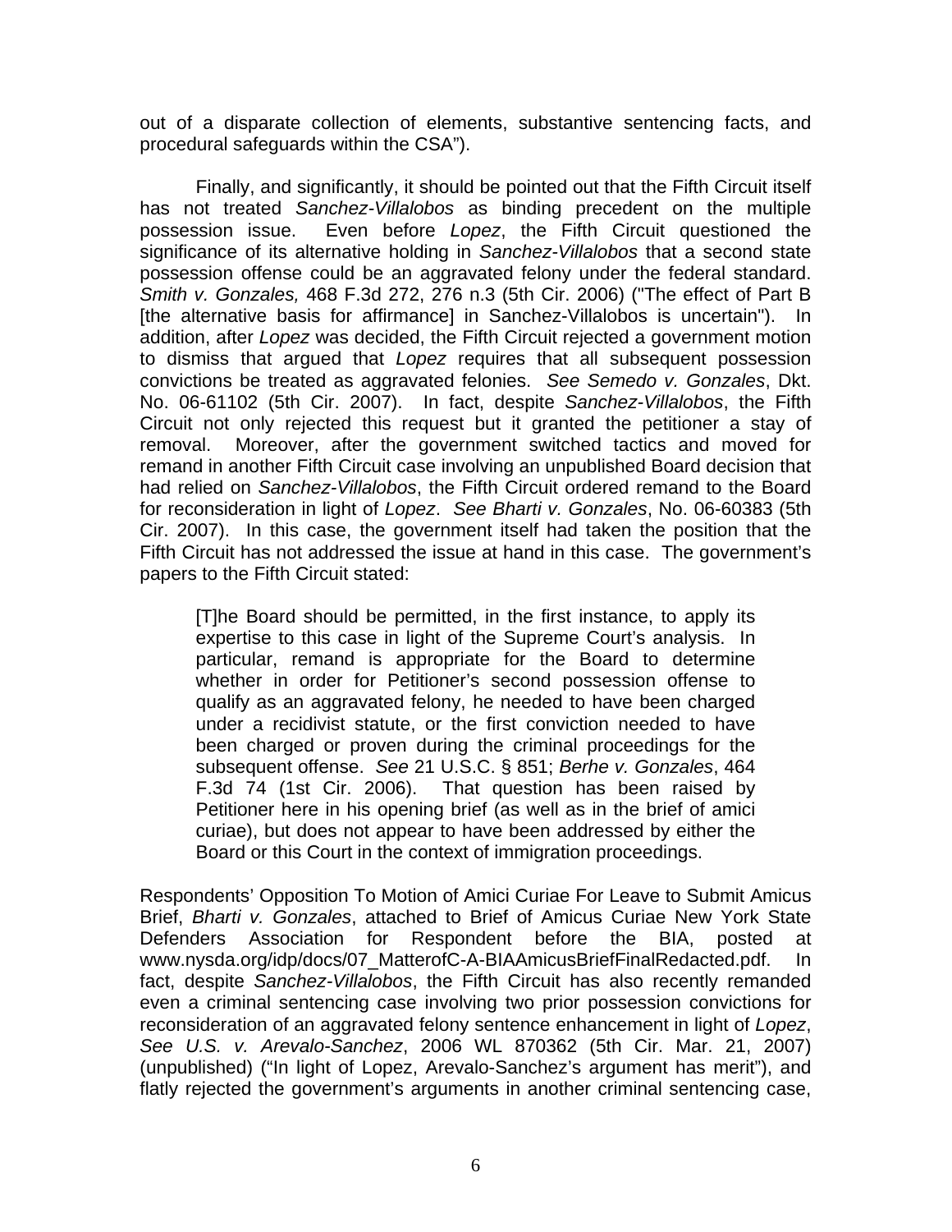out of a disparate collection of elements, substantive sentencing facts, and procedural safeguards within the CSA").

Finally, and significantly, it should be pointed out that the Fifth Circuit itself has not treated *Sanchez-Villalobos* as binding precedent on the multiple possession issue. Even before *Lopez*, the Fifth Circuit questioned the significance of its alternative holding in *Sanchez-Villalobos* that a second state possession offense could be an aggravated felony under the federal standard. *Smith v. Gonzales,* 468 F.3d 272, 276 n.3 (5th Cir. 2006) ("The effect of Part B [the alternative basis for affirmance] in Sanchez-Villalobos is uncertain"). In addition, after *Lopez* was decided, the Fifth Circuit rejected a government motion to dismiss that argued that *Lopez* requires that all subsequent possession convictions be treated as aggravated felonies. *See Semedo v. Gonzales*, Dkt. No. 06-61102 (5th Cir. 2007). In fact, despite *Sanchez-Villalobos*, the Fifth Circuit not only rejected this request but it granted the petitioner a stay of removal. Moreover, after the government switched tactics and moved for remand in another Fifth Circuit case involving an unpublished Board decision that had relied on *Sanchez-Villalobos*, the Fifth Circuit ordered remand to the Board for reconsideration in light of *Lopez*. *See Bharti v. Gonzales*, No. 06-60383 (5th Cir. 2007). In this case, the government itself had taken the position that the Fifth Circuit has not addressed the issue at hand in this case. The government's papers to the Fifth Circuit stated:

> [T]he Board should be permitted, in the first instance, to apply its expertise to this case in light of the Supreme Court's analysis. In particular, remand is appropriate for the Board to determine whether in order for Petitioner's second possession offense to qualify as an aggravated felony, he needed to have been charged under a recidivist statute, or the first conviction needed to have been charged or proven during the criminal proceedings for the subsequent offense. *See* 21 U.S.C. § 851; *Berhe v. Gonzales*, 464 F.3d 74 (1st Cir. 2006). That question has been raised by Petitioner here in his opening brief (as well as in the brief of amici curiae), but does not appear to have been addressed by either the Board or this Court in the context of immigration proceedings.

Respondents' Opposition To Motion of Amici Curiae For Leave to Submit Amicus Brief, *Bharti v. Gonzales*, attached to Brief of Amicus Curiae New York State Defenders Association for Respondent before the BIA, posted at www.nysda.org/idp/docs/07_MatterofC-A-BIAAmicusBriefFinalRedacted.pdf. In fact, despite *Sanchez-Villalobos*, the Fifth Circuit has also recently remanded even a criminal sentencing case involving two prior possession convictions for reconsideration of an aggravated felony sentence enhancement in light of *Lopez*, *See U.S. v. Arevalo-Sanchez*, 2006 WL 870362 (5th Cir. Mar. 21, 2007) (unpublished) ("In light of Lopez, Arevalo-Sanchez's argument has merit"), and flatly rejected the government's arguments in another criminal sentencing case,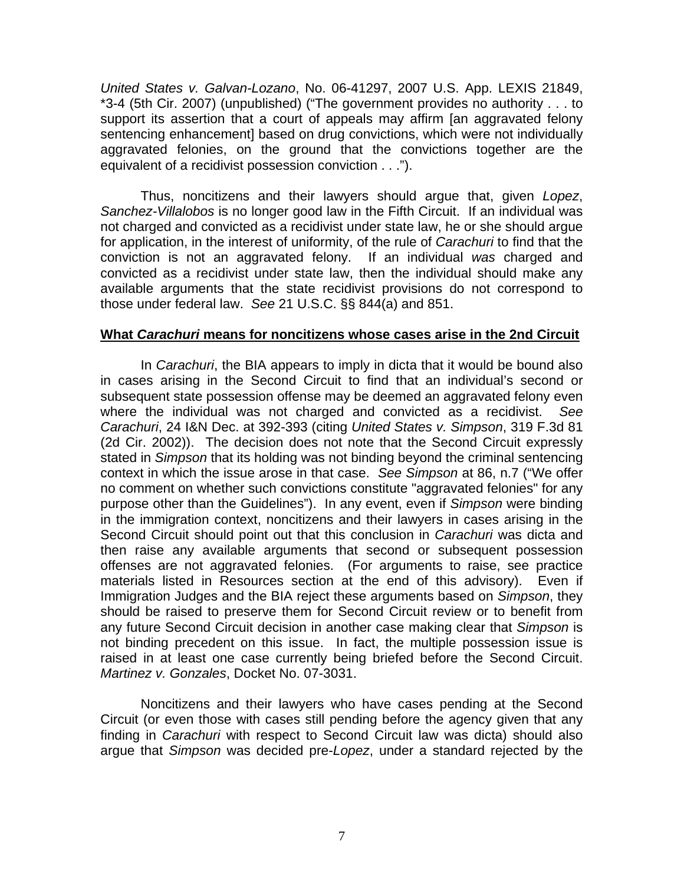*United States v. Galvan-Lozano*, No. 06-41297, 2007 U.S. App. LEXIS 21849, *3-4 (5th Cir. 2007) (unpublished) ("The government provides no authority . . . to support its assertion that a court of appeals may affirm [an aggravated felony sentencing enhancement] based on drug convictions, which were not individually aggravated felonies, on the ground that the convictions together are the equivalent of a recidivist possession conviction . . .").

Thus, noncitizens and their lawyers should argue that, given *Lopez*, *Sanchez-Villalobos* is no longer good law in the Fifth Circuit. If an individual was not charged and convicted as a recidivist under state law, he or she should argue for application, in the interest of uniformity, of the rule of *Carachuri* to find that the conviction is not an aggravated felony. If an individual *was* charged and convicted as a recidivist under state law, then the individual should make any available arguments that the state recidivist provisions do not correspond to those under federal law. *See* 21 U.S.C. §§ 844(a) and 851.

**What *Carachuri* means for noncitizens whose cases arise in the 2nd Circuit**

In *Carachuri*, the BIA appears to imply in dicta that it would be bound also in cases arising in the Second Circuit to find that an individual's second or subsequent state possession offense may be deemed an aggravated felony even where the individual was not charged and convicted as a recidivist. *See Carachuri*, 24 I&N Dec. at 392-393 (citing *United States v. Simpson*, 319 F.3d 81 (2d Cir. 2002)). The decision does not note that the Second Circuit expressly stated in *Simpson* that its holding was not binding beyond the criminal sentencing context in which the issue arose in that case. *See Simpson* at 86, n.7 ("We offer no comment on whether such convictions constitute "aggravated felonies" for any purpose other than the Guidelines"). In any event, even if *Simpson* were binding in the immigration context, noncitizens and their lawyers in cases arising in the Second Circuit should point out that this conclusion in *Carachuri* was dicta and then raise any available arguments that second or subsequent possession offenses are not aggravated felonies. (For arguments to raise, see practice materials listed in Resources section at the end of this advisory). Even if Immigration Judges and the BIA reject these arguments based on *Simpson*, they should be raised to preserve them for Second Circuit review or to benefit from any future Second Circuit decision in another case making clear that *Simpson* is not binding precedent on this issue. In fact, the multiple possession issue is raised in at least one case currently being briefed before the Second Circuit. *Martinez v. Gonzales*, Docket No. 07-3031.

Noncitizens and their lawyers who have cases pending at the Second Circuit (or even those with cases still pending before the agency given that any finding in *Carachuri* with respect to Second Circuit law was dicta) should also argue that *Simpson* was decided pre-*Lopez*, under a standard rejected by the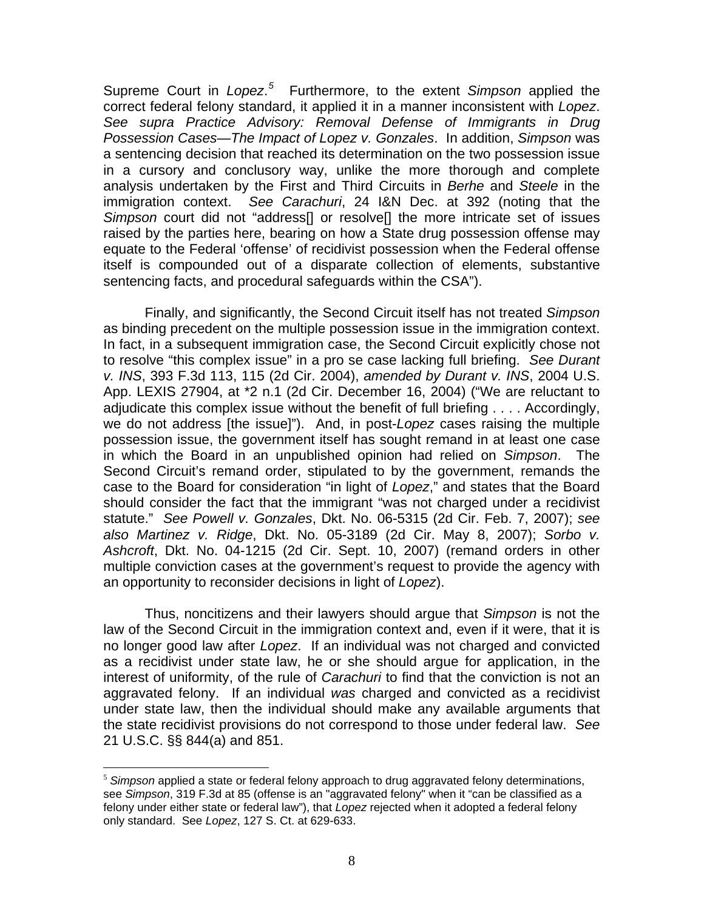Supreme Court in *Lopez*.[5] Furthermore, to the extent *Simpson* applied the correct federal felony standard, it applied it in a manner inconsistent with *Lopez*. *See supra Practice Advisory: Removal Defense of Immigrants in Drug Possession Cases—The Impact of Lopez v. Gonzales*. In addition, *Simpson* was a sentencing decision that reached its determination on the two possession issue in a cursory and conclusory way, unlike the more thorough and complete analysis undertaken by the First and Third Circuits in *Berhe* and *Steele* in the immigration context. *See Carachuri*, 24 I&N Dec. at 392 (noting that the *Simpson* court did not "address[] or resolve[] the more intricate set of issues raised by the parties here, bearing on how a State drug possession offense may equate to the Federal 'offense' of recidivist possession when the Federal offense itself is compounded out of a disparate collection of elements, substantive sentencing facts, and procedural safeguards within the CSA").

Finally, and significantly, the Second Circuit itself has not treated *Simpson* as binding precedent on the multiple possession issue in the immigration context. In fact, in a subsequent immigration case, the Second Circuit explicitly chose not to resolve "this complex issue" in a pro se case lacking full briefing. *See Durant v. INS*, 393 F.3d 113, 115 (2d Cir. 2004), *amended by Durant v. INS*, 2004 U.S. App. LEXIS 27904, at *2 n.1 (2d Cir. December 16, 2004) ("We are reluctant to adjudicate this complex issue without the benefit of full briefing . . . . Accordingly, we do not address [the issue]"). And, in post-*Lopez* cases raising the multiple possession issue, the government itself has sought remand in at least one case in which the Board in an unpublished opinion had relied on *Simpson*. The Second Circuit's remand order, stipulated to by the government, remands the case to the Board for consideration "in light of *Lopez*," and states that the Board should consider the fact that the immigrant "was not charged under a recidivist statute." *See Powell v. Gonzales*, Dkt. No. 06-5315 (2d Cir. Feb. 7, 2007); *see also Martinez v. Ridge*, Dkt. No. 05-3189 (2d Cir. May 8, 2007); *Sorbo v. Ashcroft*, Dkt. No. 04-1215 (2d Cir. Sept. 10, 2007) (remand orders in other multiple conviction cases at the government's request to provide the agency with an opportunity to reconsider decisions in light of *Lopez*).

Thus, noncitizens and their lawyers should argue that *Simpson* is not the law of the Second Circuit in the immigration context and, even if it were, that it is no longer good law after *Lopez*. If an individual was not charged and convicted as a recidivist under state law, he or she should argue for application, in the interest of uniformity, of the rule of *Carachuri* to find that the conviction is not an aggravated felony. If an individual *was* charged and convicted as a recidivist under state law, then the individual should make any available arguments that the state recidivist provisions do not correspond to those under federal law. *See* 21 U.S.C. §§ 844(a) and 851.

---

[5] *Simpson* applied a state or federal felony approach to drug aggravated felony determinations, see *Simpson*, 319 F.3d at 85 (offense is an "aggravated felony" when it "can be classified as a felony under either state or federal law"), that *Lopez* rejected when it adopted a federal felony only standard. See *Lopez*, 127 S. Ct. at 629-633.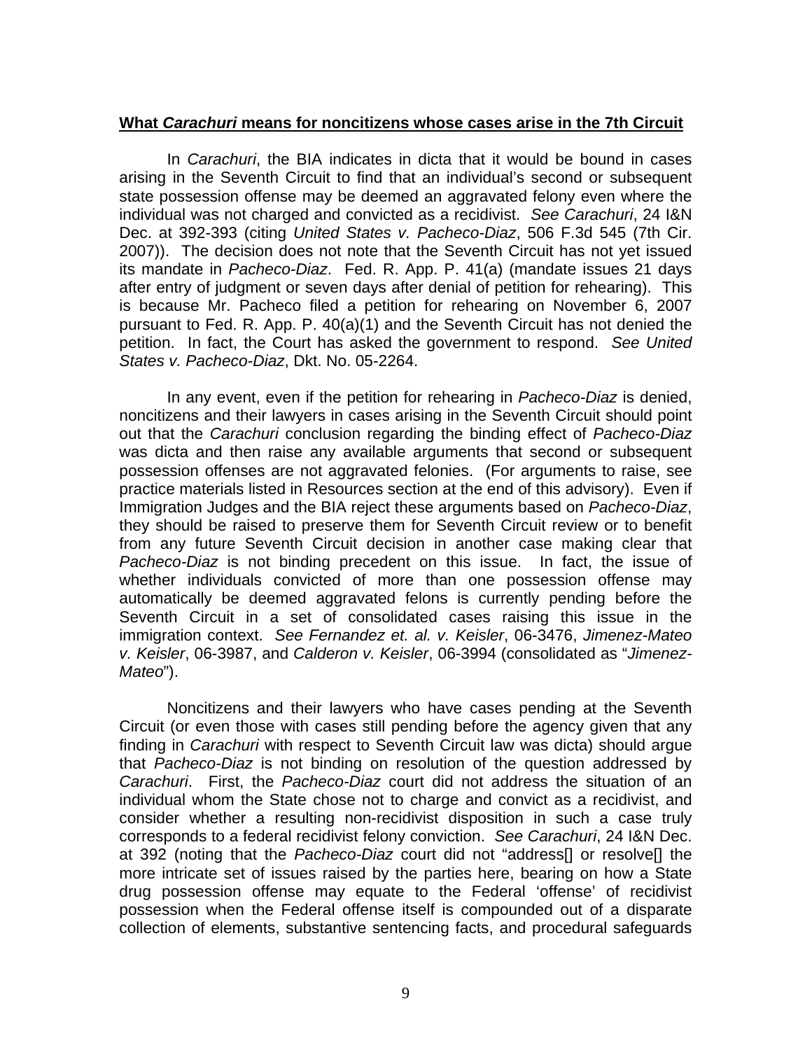**What *Carachuri* means for noncitizens whose cases arise in the 7th Circuit**

In *Carachuri*, the BIA indicates in dicta that it would be bound in cases arising in the Seventh Circuit to find that an individual's second or subsequent state possession offense may be deemed an aggravated felony even where the individual was not charged and convicted as a recidivist. *See Carachuri*, 24 I&N Dec. at 392-393 (citing *United States v. Pacheco-Diaz*, 506 F.3d 545 (7th Cir. 2007)). The decision does not note that the Seventh Circuit has not yet issued its mandate in *Pacheco-Diaz*. Fed. R. App. P. 41(a) (mandate issues 21 days after entry of judgment or seven days after denial of petition for rehearing). This is because Mr. Pacheco filed a petition for rehearing on November 6, 2007 pursuant to Fed. R. App. P. 40(a)(1) and the Seventh Circuit has not denied the petition. In fact, the Court has asked the government to respond. *See United States v. Pacheco-Diaz*, Dkt. No. 05-2264.

In any event, even if the petition for rehearing in *Pacheco-Diaz* is denied, noncitizens and their lawyers in cases arising in the Seventh Circuit should point out that the *Carachuri* conclusion regarding the binding effect of *Pacheco-Diaz* was dicta and then raise any available arguments that second or subsequent possession offenses are not aggravated felonies. (For arguments to raise, see practice materials listed in Resources section at the end of this advisory). Even if Immigration Judges and the BIA reject these arguments based on *Pacheco-Diaz*, they should be raised to preserve them for Seventh Circuit review or to benefit from any future Seventh Circuit decision in another case making clear that *Pacheco-Diaz* is not binding precedent on this issue. In fact, the issue of whether individuals convicted of more than one possession offense may automatically be deemed aggravated felons is currently pending before the Seventh Circuit in a set of consolidated cases raising this issue in the immigration context. *See Fernandez et. al. v. Keisler*, 06-3476, *Jimenez-Mateo v. Keisler*, 06-3987, and *Calderon v. Keisler*, 06-3994 (consolidated as "*Jimenez-Mateo*").

Noncitizens and their lawyers who have cases pending at the Seventh Circuit (or even those with cases still pending before the agency given that any finding in *Carachuri* with respect to Seventh Circuit law was dicta) should argue that *Pacheco-Diaz* is not binding on resolution of the question addressed by *Carachuri*. First, the *Pacheco-Diaz* court did not address the situation of an individual whom the State chose not to charge and convict as a recidivist, and consider whether a resulting non-recidivist disposition in such a case truly corresponds to a federal recidivist felony conviction. *See Carachuri*, 24 I&N Dec. at 392 (noting that the *Pacheco-Diaz* court did not "address[] or resolve[] the more intricate set of issues raised by the parties here, bearing on how a State drug possession offense may equate to the Federal 'offense' of recidivist possession when the Federal offense itself is compounded out of a disparate collection of elements, substantive sentencing facts, and procedural safeguards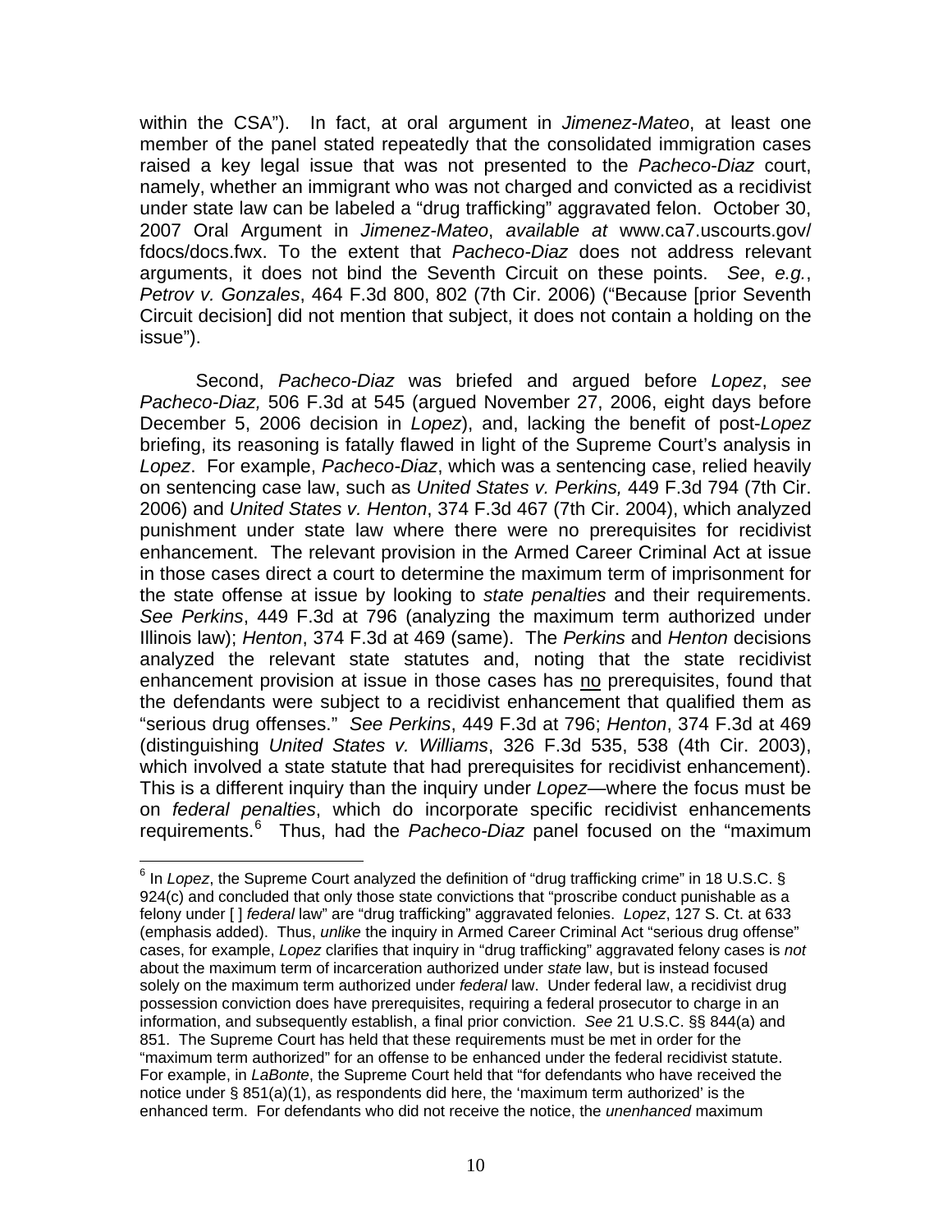within the CSA"). In fact, at oral argument in *Jimenez-Mateo*, at least one member of the panel stated repeatedly that the consolidated immigration cases raised a key legal issue that was not presented to the *Pacheco-Diaz* court, namely, whether an immigrant who was not charged and convicted as a recidivist under state law can be labeled a "drug trafficking" aggravated felon. October 30, 2007 Oral Argument in *Jimenez-Mateo*, *available at* www.ca7.uscourts.gov/fdocs/docs.fwx. To the extent that *Pacheco-Diaz* does not address relevant arguments, it does not bind the Seventh Circuit on these points. *See*, *e.g.*, *Petrov v. Gonzales*, 464 F.3d 800, 802 (7th Cir. 2006) ("Because [prior Seventh Circuit decision] did not mention that subject, it does not contain a holding on the issue").

Second, *Pacheco-Diaz* was briefed and argued before *Lopez*, *see Pacheco-Diaz,* 506 F.3d at 545 (argued November 27, 2006, eight days before December 5, 2006 decision in *Lopez*), and, lacking the benefit of post-*Lopez* briefing, its reasoning is fatally flawed in light of the Supreme Court's analysis in *Lopez*. For example, *Pacheco-Diaz*, which was a sentencing case, relied heavily on sentencing case law, such as *United States v. Perkins,* 449 F.3d 794 (7th Cir. 2006) and *United States v. Henton*, 374 F.3d 467 (7th Cir. 2004), which analyzed punishment under state law where there were no prerequisites for recidivist enhancement. The relevant provision in the Armed Career Criminal Act at issue in those cases direct a court to determine the maximum term of imprisonment for the state offense at issue by looking to *state penalties* and their requirements. *See Perkins*, 449 F.3d at 796 (analyzing the maximum term authorized under Illinois law); *Henton*, 374 F.3d at 469 (same). The *Perkins* and *Henton* decisions analyzed the relevant state statutes and, noting that the state recidivist enhancement provision at issue in those cases has no prerequisites, found that the defendants were subject to a recidivist enhancement that qualified them as "serious drug offenses." *See Perkins*, 449 F.3d at 796; *Henton*, 374 F.3d at 469 (distinguishing *United States v. Williams*, 326 F.3d 535, 538 (4th Cir. 2003), which involved a state statute that had prerequisites for recidivist enhancement). This is a different inquiry than the inquiry under *Lopez*—where the focus must be on *federal penalties*, which do incorporate specific recidivist enhancements requirements.[6] Thus, had the *Pacheco-Diaz* panel focused on the "maximum

---

[6] In *Lopez*, the Supreme Court analyzed the definition of "drug trafficking crime" in 18 U.S.C. § 924(c) and concluded that only those state convictions that "proscribe conduct punishable as a felony under [ ] *federal* law" are "drug trafficking" aggravated felonies. *Lopez*, 127 S. Ct. at 633 (emphasis added). Thus, *unlike* the inquiry in Armed Career Criminal Act "serious drug offense" cases, for example, *Lopez* clarifies that inquiry in "drug trafficking" aggravated felony cases is *not* about the maximum term of incarceration authorized under *state* law, but is instead focused solely on the maximum term authorized under *federal* law. Under federal law, a recidivist drug possession conviction does have prerequisites, requiring a federal prosecutor to charge in an information, and subsequently establish, a final prior conviction. *See* 21 U.S.C. §§ 844(a) and 851. The Supreme Court has held that these requirements must be met in order for the "maximum term authorized" for an offense to be enhanced under the federal recidivist statute. For example, in *LaBonte*, the Supreme Court held that "for defendants who have received the notice under § 851(a)(1), as respondents did here, the 'maximum term authorized' is the enhanced term. For defendants who did not receive the notice, the *unenhanced* maximum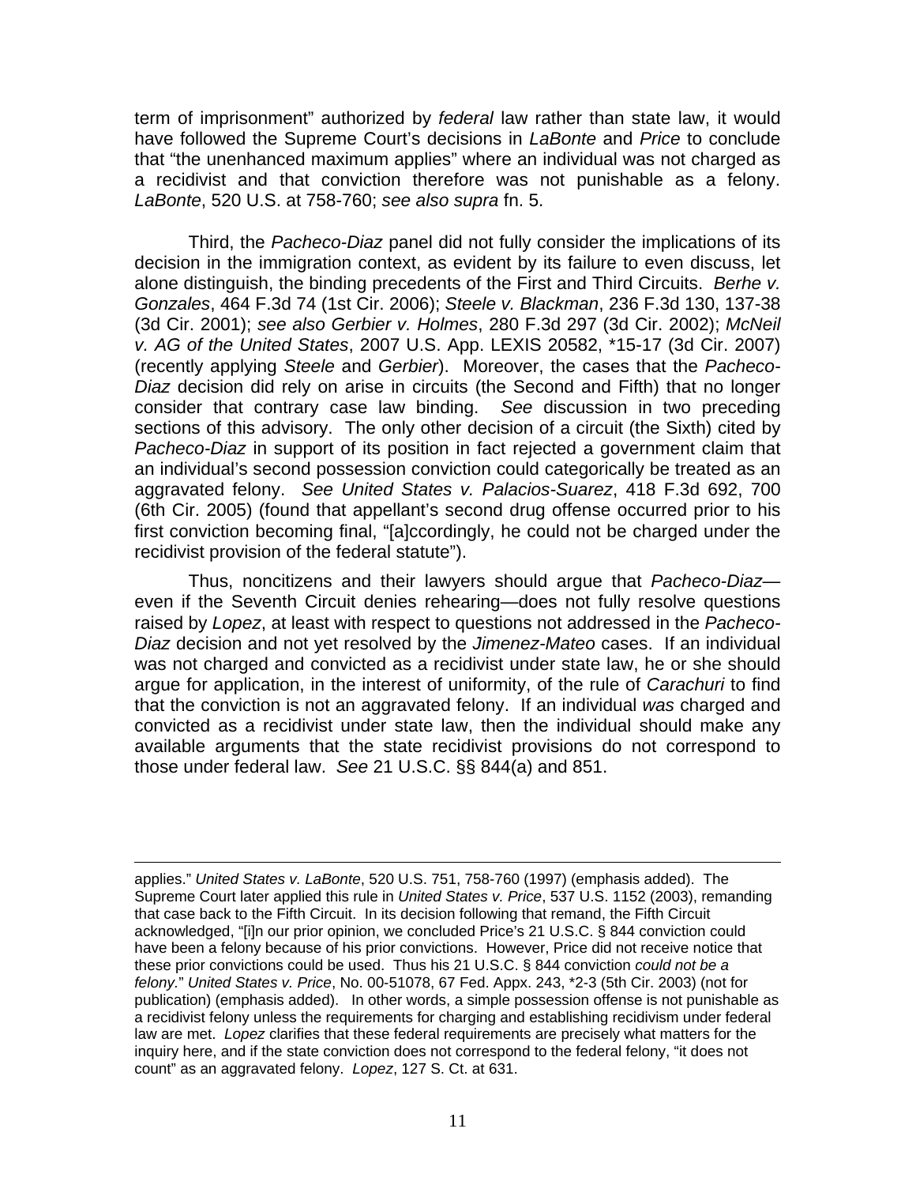term of imprisonment" authorized by *federal* law rather than state law, it would have followed the Supreme Court's decisions in *LaBonte* and *Price* to conclude that "the unenhanced maximum applies" where an individual was not charged as a recidivist and that conviction therefore was not punishable as a felony. *LaBonte*, 520 U.S. at 758-760; *see also supra* fn. 5.

Third, the *Pacheco-Diaz* panel did not fully consider the implications of its decision in the immigration context, as evident by its failure to even discuss, let alone distinguish, the binding precedents of the First and Third Circuits. *Berhe v. Gonzales*, 464 F.3d 74 (1st Cir. 2006); *Steele v. Blackman*, 236 F.3d 130, 137-38 (3d Cir. 2001); *see also Gerbier v. Holmes*, 280 F.3d 297 (3d Cir. 2002); *McNeil v. AG of the United States*, 2007 U.S. App. LEXIS 20582, *15-17 (3d Cir. 2007) (recently applying *Steele* and *Gerbier*). Moreover, the cases that the *Pacheco-Diaz* decision did rely on arise in circuits (the Second and Fifth) that no longer consider that contrary case law binding. *See* discussion in two preceding sections of this advisory. The only other decision of a circuit (the Sixth) cited by *Pacheco-Diaz* in support of its position in fact rejected a government claim that an individual's second possession conviction could categorically be treated as an aggravated felony. *See United States v. Palacios-Suarez*, 418 F.3d 692, 700 (6th Cir. 2005) (found that appellant's second drug offense occurred prior to his first conviction becoming final, "[a]ccordingly, he could not be charged under the recidivist provision of the federal statute").

Thus, noncitizens and their lawyers should argue that *Pacheco-Diaz*—even if the Seventh Circuit denies rehearing—does not fully resolve questions raised by *Lopez*, at least with respect to questions not addressed in the *Pacheco-Diaz* decision and not yet resolved by the *Jimenez-Mateo* cases. If an individual was not charged and convicted as a recidivist under state law, he or she should argue for application, in the interest of uniformity, of the rule of *Carachuri* to find that the conviction is not an aggravated felony. If an individual *was* charged and convicted as a recidivist under state law, then the individual should make any available arguments that the state recidivist provisions do not correspond to those under federal law. *See* 21 U.S.C. §§ 844(a) and 851.

---

applies." *United States v. LaBonte*, 520 U.S. 751, 758-760 (1997) (emphasis added). The Supreme Court later applied this rule in *United States v. Price*, 537 U.S. 1152 (2003), remanding that case back to the Fifth Circuit. In its decision following that remand, the Fifth Circuit acknowledged, "[i]n our prior opinion, we concluded Price's 21 U.S.C. § 844 conviction could have been a felony because of his prior convictions. However, Price did not receive notice that these prior convictions could be used. Thus his 21 U.S.C. § 844 conviction *could not be a felony.*" *United States v. Price*, No. 00-51078, 67 Fed. Appx. 243, *2-3 (5th Cir. 2003) (not for publication) (emphasis added). In other words, a simple possession offense is not punishable as a recidivist felony unless the requirements for charging and establishing recidivism under federal law are met. *Lopez* clarifies that these federal requirements are precisely what matters for the inquiry here, and if the state conviction does not correspond to the federal felony, "it does not count" as an aggravated felony. *Lopez*, 127 S. Ct. at 631.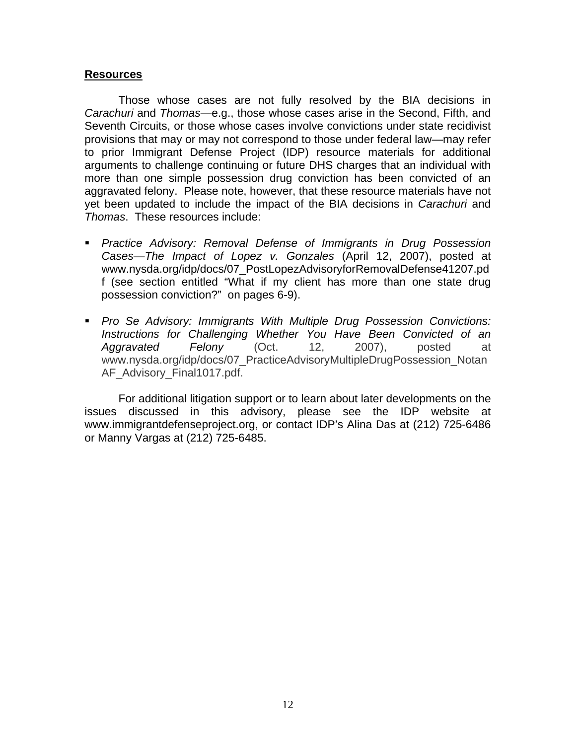**Resources**

Those whose cases are not fully resolved by the BIA decisions in *Carachuri* and *Thomas*—e.g., those whose cases arise in the Second, Fifth, and Seventh Circuits, or those whose cases involve convictions under state recidivist provisions that may or may not correspond to those under federal law—may refer to prior Immigrant Defense Project (IDP) resource materials for additional arguments to challenge continuing or future DHS charges that an individual with more than one simple possession drug conviction has been convicted of an aggravated felony. Please note, however, that these resource materials have not yet been updated to include the impact of the BIA decisions in *Carachuri* and *Thomas*. These resources include:

- *Practice Advisory: Removal Defense of Immigrants in Drug Possession Cases—The Impact of Lopez v. Gonzales* (April 12, 2007), posted at www.nysda.org/idp/docs/07_PostLopezAdvisoryforRemovalDefense41207.pdf (see section entitled "What if my client has more than one state drug possession conviction?" on pages 6-9).

- *Pro Se Advisory: Immigrants With Multiple Drug Possession Convictions: Instructions for Challenging Whether You Have Been Convicted of an Aggravated Felony* (Oct. 12, 2007), posted at www.nysda.org/idp/docs/07_PracticeAdvisoryMultipleDrugPossession_NotanAF_Advisory_Final1017.pdf.

For additional litigation support or to learn about later developments on the issues discussed in this advisory, please see the IDP website at www.immigrantdefenseproject.org, or contact IDP's Alina Das at (212) 725-6486 or Manny Vargas at (212) 725-6485.